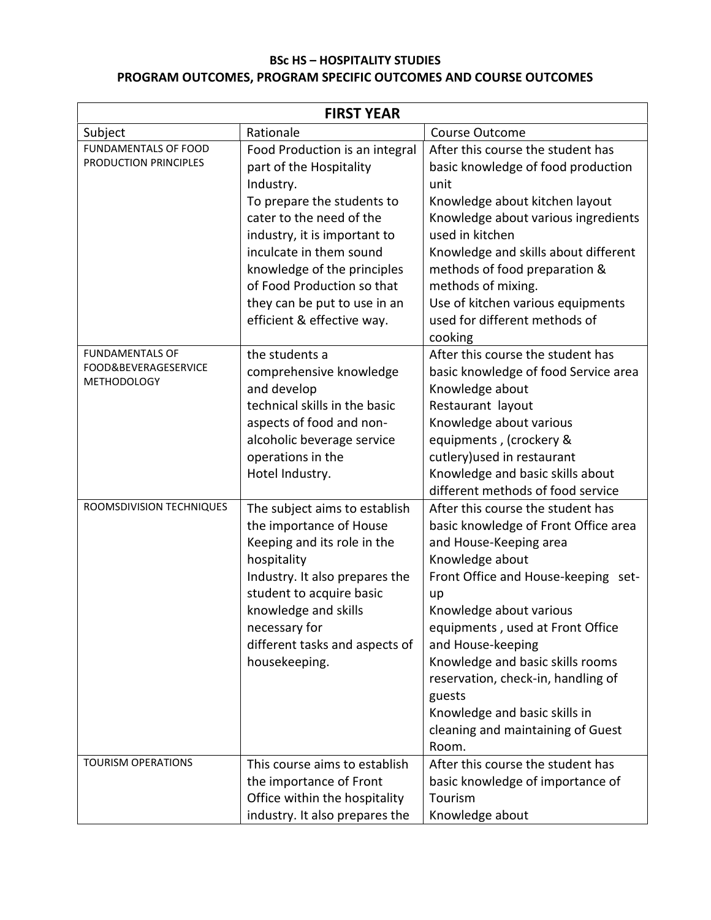**BSc HS – HOSPITALITY STUDIES**
**PROGRAM OUTCOMES, PROGRAM SPECIFIC OUTCOMES AND COURSE OUTCOMES**

| **FIRST YEAR** | | |
|---|---|---|
| Subject | Rationale | Course Outcome |
| FUNDAMENTALS OF FOOD PRODUCTION PRINCIPLES | Food Production is an integral part of the Hospitality Industry.<br>To prepare the students to cater to the need of the industry, it is important to inculcate in them sound knowledge of the principles of Food Production so that they can be put to use in an efficient & effective way. | After this course the student has basic knowledge of food production unit<br>Knowledge about kitchen layout<br>Knowledge about various ingredients used in kitchen<br>Knowledge and skills about different methods of food preparation & methods of mixing.<br>Use of kitchen various equipments used for different methods of cooking |
| FUNDAMENTALS OF FOOD&BEVERAGESERVICE METHODOLOGY | the students a comprehensive knowledge and develop technical skills in the basic aspects of food and non-alcoholic beverage service operations in the Hotel Industry. | After this course the student has basic knowledge of food Service area<br>Knowledge about Restaurant layout<br>Knowledge about various equipments , (crockery & cutlery)used in restaurant<br>Knowledge and basic skills about different methods of food service |
| ROOMSDIVISION TECHNIQUES | The subject aims to establish the importance of House Keeping and its role in the hospitality Industry. It also prepares the student to acquire basic knowledge and skills necessary for different tasks and aspects of housekeeping. | After this course the student has basic knowledge of Front Office area and House-Keeping area<br>Knowledge about Front Office and House-keeping set-up<br>Knowledge about various equipments , used at Front Office and House-keeping<br>Knowledge and basic skills rooms reservation, check-in, handling of guests<br>Knowledge and basic skills in cleaning and maintaining of Guest Room. |
| TOURISM OPERATIONS | This course aims to establish the importance of Front Office within the hospitality industry. It also prepares the | After this course the student has basic knowledge of importance of Tourism<br>Knowledge about |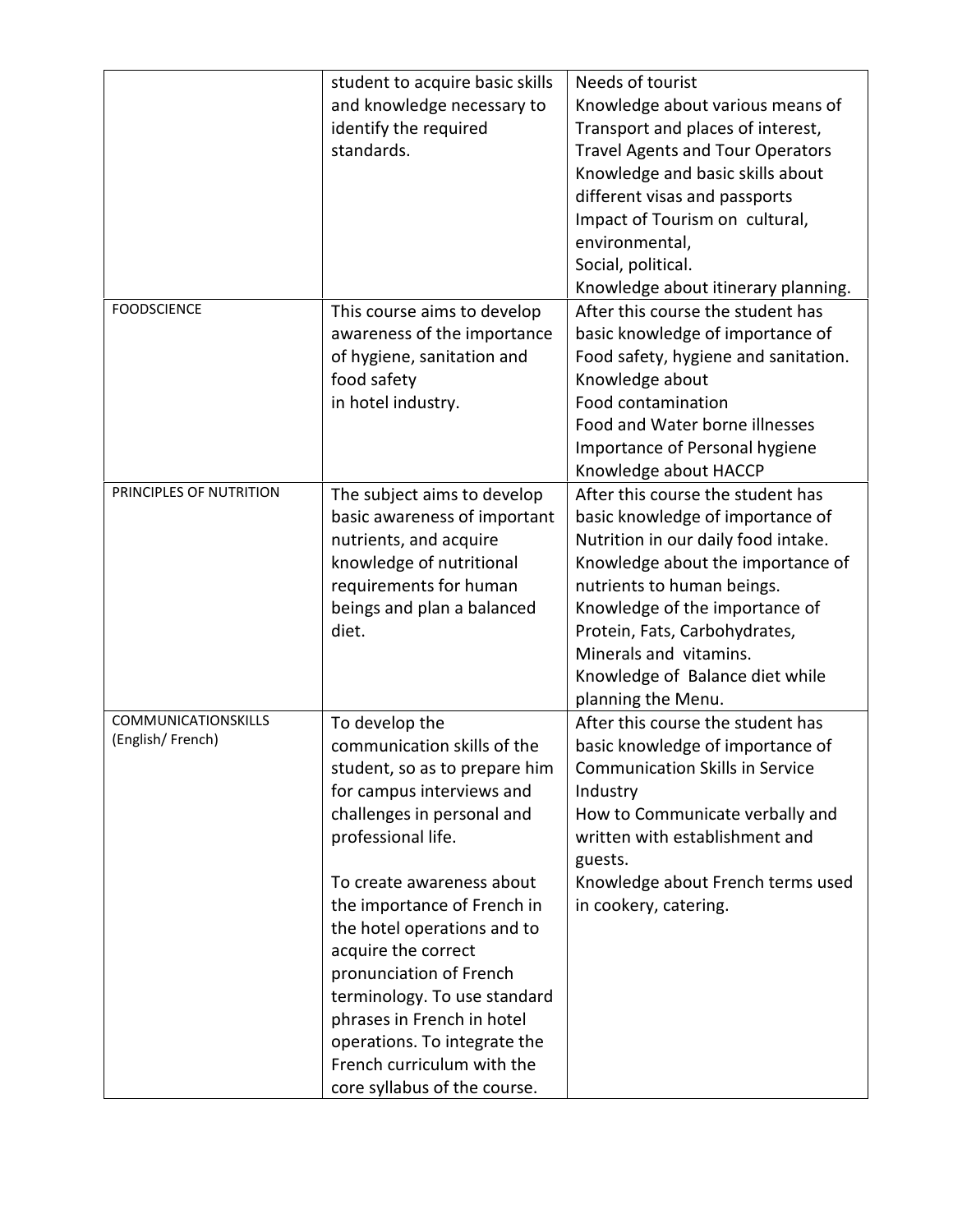| | | |
|---|---|---|
| | student to acquire basic skills and knowledge necessary to identify the required standards. | Needs of tourist<br>Knowledge about various means of Transport and places of interest,<br>Travel Agents and Tour Operators<br>Knowledge and basic skills about different visas and passports<br>Impact of Tourism on cultural, environmental,<br>Social, political.<br>Knowledge about itinerary planning. |
| FOODSCIENCE | This course aims to develop awareness of the importance of hygiene, sanitation and food safety in hotel industry. | After this course the student has basic knowledge of importance of Food safety, hygiene and sanitation.<br>Knowledge about<br>Food contamination<br>Food and Water borne illnesses<br>Importance of Personal hygiene<br>Knowledge about HACCP |
| PRINCIPLES OF NUTRITION | The subject aims to develop basic awareness of important nutrients, and acquire knowledge of nutritional requirements for human beings and plan a balanced diet. | After this course the student has basic knowledge of importance of Nutrition in our daily food intake.<br>Knowledge about the importance of nutrients to human beings.<br>Knowledge of the importance of Protein, Fats, Carbohydrates, Minerals and vitamins.<br>Knowledge of Balance diet while planning the Menu. |
| COMMUNICATIONSKILLS (English/ French) | To develop the communication skills of the student, so as to prepare him for campus interviews and challenges in personal and professional life.<br><br>To create awareness about the importance of French in the hotel operations and to acquire the correct pronunciation of French terminology. To use standard phrases in French in hotel operations. To integrate the French curriculum with the core syllabus of the course. | After this course the student has basic knowledge of importance of Communication Skills in Service Industry<br>How to Communicate verbally and written with establishment and guests.<br>Knowledge about French terms used in cookery, catering. |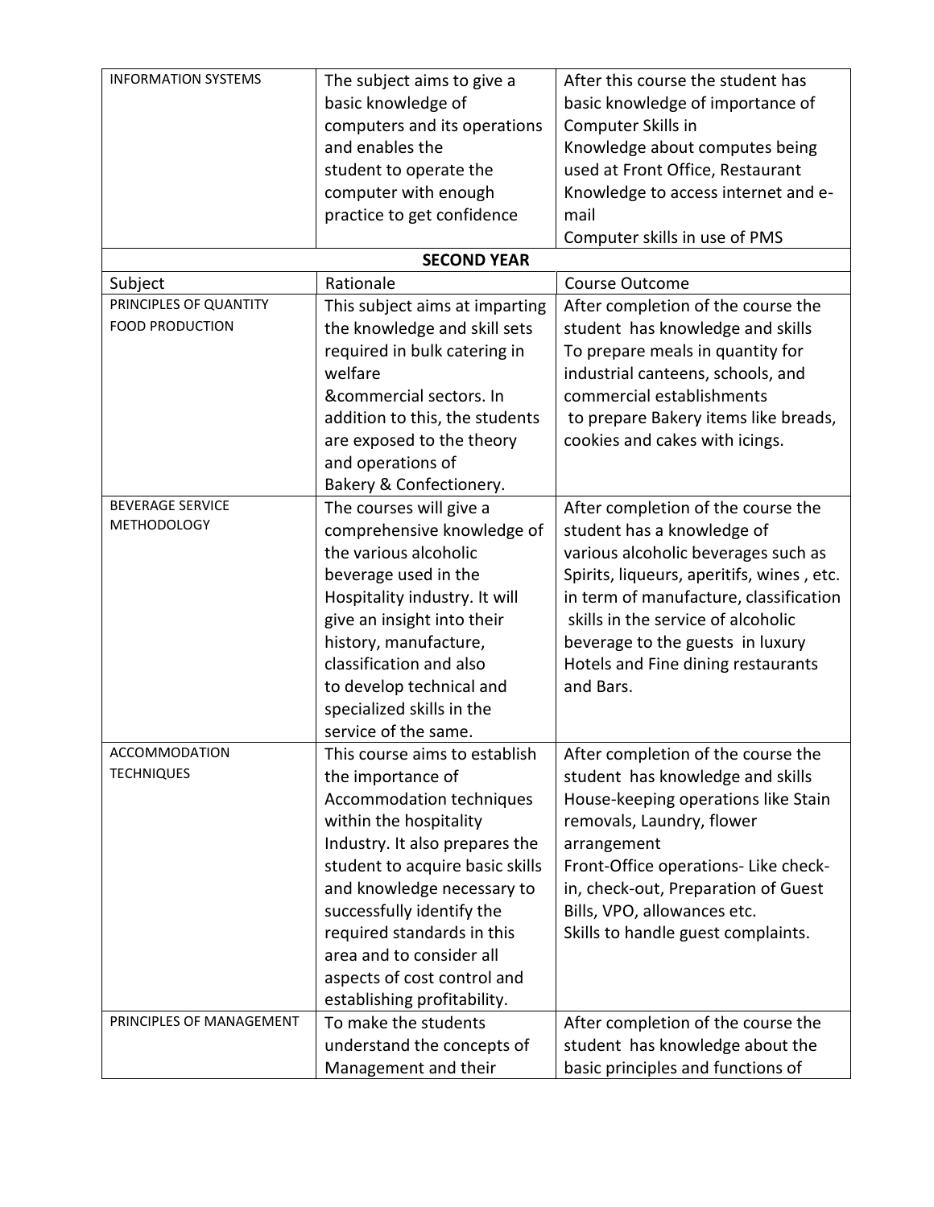| INFORMATION SYSTEMS | The subject aims to give a basic knowledge of computers and its operations and enables the student to operate the computer with enough practice to get confidence | After this course the student has basic knowledge of importance of Computer Skills in<br>Knowledge about computes being used at Front Office, Restaurant<br>Knowledge to access internet and e-mail<br>Computer skills in use of PMS |
|---|---|---|
| | **SECOND YEAR** | |
| Subject | Rationale | Course Outcome |
| PRINCIPLES OF QUANTITY FOOD PRODUCTION | This subject aims at imparting the knowledge and skill sets required in bulk catering in welfare &commercial sectors. In addition to this, the students are exposed to the theory and operations of Bakery & Confectionery. | After completion of the course the student has knowledge and skills<br>To prepare meals in quantity for industrial canteens, schools, and commercial establishments<br>to prepare Bakery items like breads, cookies and cakes with icings. |
| BEVERAGE SERVICE METHODOLOGY | The courses will give a comprehensive knowledge of the various alcoholic beverage used in the Hospitality industry. It will give an insight into their history, manufacture, classification and also to develop technical and specialized skills in the service of the same. | After completion of the course the student has a knowledge of various alcoholic beverages such as Spirits, liqueurs, aperitifs, wines , etc. in term of manufacture, classification<br>skills in the service of alcoholic beverage to the guests in luxury Hotels and Fine dining restaurants and Bars. |
| ACCOMMODATION TECHNIQUES | This course aims to establish the importance of Accommodation techniques within the hospitality Industry. It also prepares the student to acquire basic skills and knowledge necessary to successfully identify the required standards in this area and to consider all aspects of cost control and establishing profitability. | After completion of the course the student has knowledge and skills House-keeping operations like Stain removals, Laundry, flower arrangement<br>Front-Office operations- Like check-in, check-out, Preparation of Guest Bills, VPO, allowances etc.<br>Skills to handle guest complaints. |
| PRINCIPLES OF MANAGEMENT | To make the students understand the concepts of Management and their | After completion of the course the student has knowledge about the basic principles and functions of |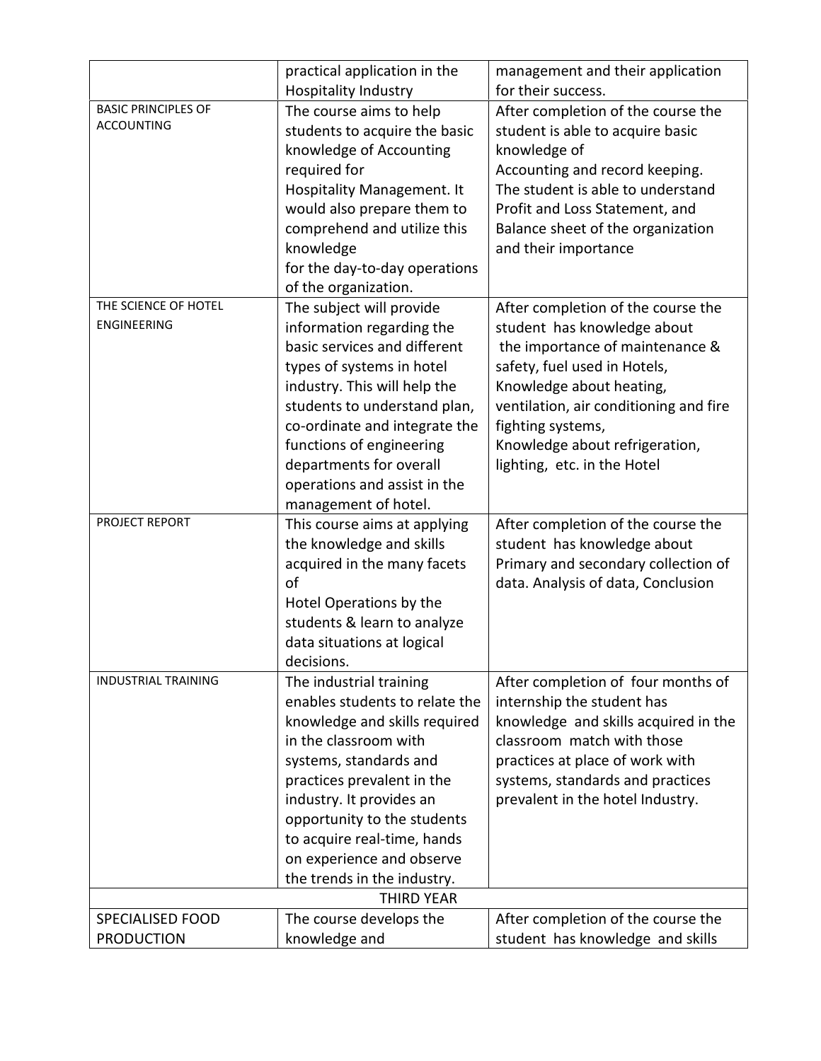| | | |
|---|---|---|
| | practical application in the Hospitality Industry | management and their application for their success. |
| BASIC PRINCIPLES OF ACCOUNTING | The course aims to help students to acquire the basic knowledge of Accounting required for Hospitality Management. It would also prepare them to comprehend and utilize this knowledge for the day-to-day operations of the organization. | After completion of the course the student is able to acquire basic knowledge of Accounting and record keeping. The student is able to understand Profit and Loss Statement, and Balance sheet of the organization and their importance |
| THE SCIENCE OF HOTEL ENGINEERING | The subject will provide information regarding the basic services and different types of systems in hotel industry. This will help the students to understand plan, co-ordinate and integrate the functions of engineering departments for overall operations and assist in the management of hotel. | After completion of the course the student has knowledge about the importance of maintenance & safety, fuel used in Hotels, Knowledge about heating, ventilation, air conditioning and fire fighting systems, Knowledge about refrigeration, lighting, etc. in the Hotel |
| PROJECT REPORT | This course aims at applying the knowledge and skills acquired in the many facets of Hotel Operations by the students & learn to analyze data situations at logical decisions. | After completion of the course the student has knowledge about Primary and secondary collection of data. Analysis of data, Conclusion |
| INDUSTRIAL TRAINING | The industrial training enables students to relate the knowledge and skills required in the classroom with systems, standards and practices prevalent in the industry. It provides an opportunity to the students to acquire real-time, hands on experience and observe the trends in the industry. | After completion of four months of internship the student has knowledge and skills acquired in the classroom match with those practices at place of work with systems, standards and practices prevalent in the hotel Industry. |
| | THIRD YEAR | |
| SPECIALISED FOOD PRODUCTION | The course develops the knowledge and | After completion of the course the student has knowledge and skills |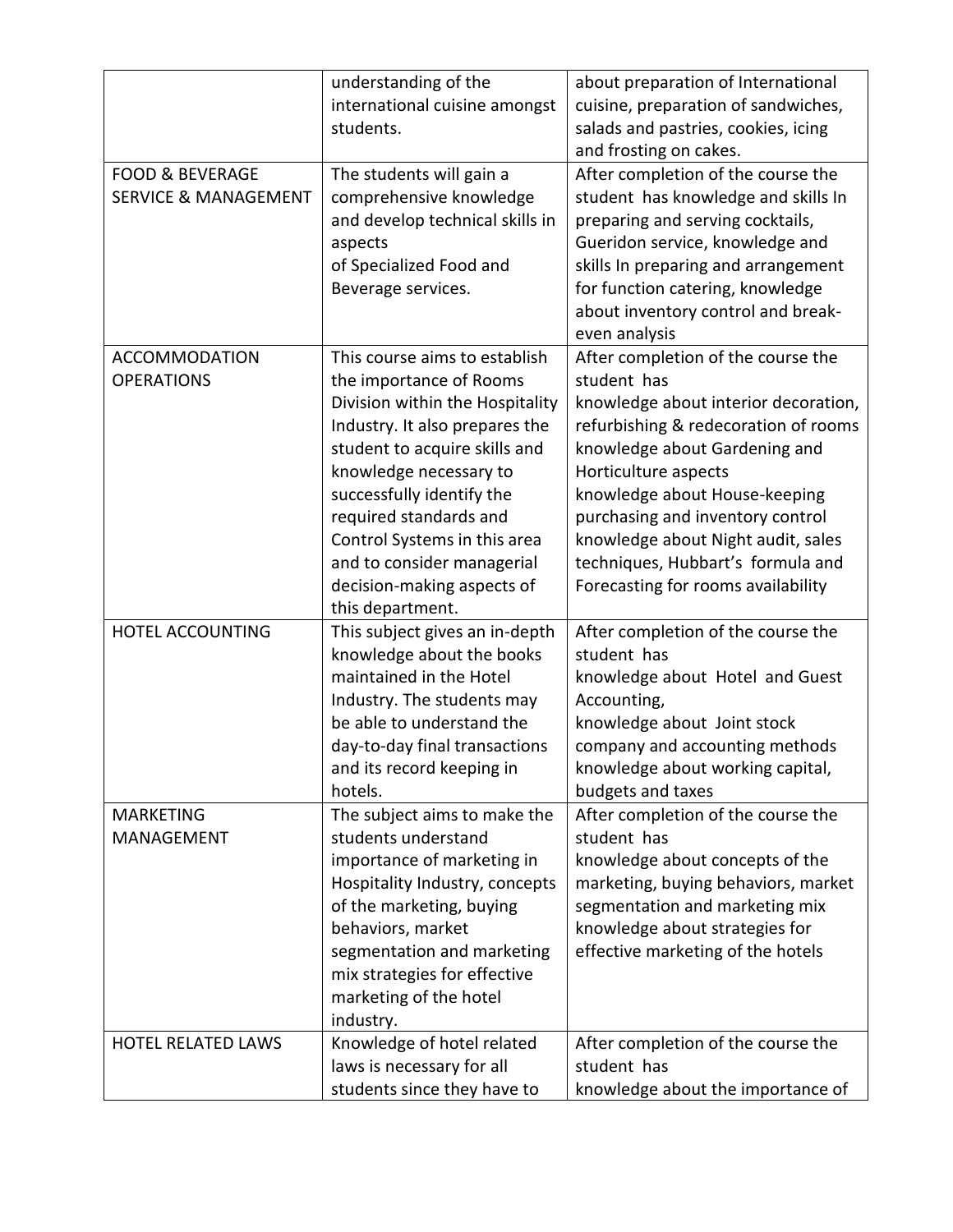| | | |
|---|---|---|
| | understanding of the international cuisine amongst students. | about preparation of International cuisine, preparation of sandwiches, salads and pastries, cookies, icing and frosting on cakes. |
| FOOD & BEVERAGE SERVICE & MANAGEMENT | The students will gain a comprehensive knowledge and develop technical skills in aspects of Specialized Food and Beverage services. | After completion of the course the student has knowledge and skills In preparing and serving cocktails, Gueridon service, knowledge and skills In preparing and arrangement for function catering, knowledge about inventory control and break-even analysis |
| ACCOMMODATION OPERATIONS | This course aims to establish the importance of Rooms Division within the Hospitality Industry. It also prepares the student to acquire skills and knowledge necessary to successfully identify the required standards and Control Systems in this area and to consider managerial decision-making aspects of this department. | After completion of the course the student has knowledge about interior decoration, refurbishing & redecoration of rooms knowledge about Gardening and Horticulture aspects knowledge about House-keeping purchasing and inventory control knowledge about Night audit, sales techniques, Hubbart's formula and Forecasting for rooms availability |
| HOTEL ACCOUNTING | This subject gives an in-depth knowledge about the books maintained in the Hotel Industry. The students may be able to understand the day-to-day final transactions and its record keeping in hotels. | After completion of the course the student has knowledge about Hotel and Guest Accounting, knowledge about Joint stock company and accounting methods knowledge about working capital, budgets and taxes |
| MARKETING MANAGEMENT | The subject aims to make the students understand importance of marketing in Hospitality Industry, concepts of the marketing, buying behaviors, market segmentation and marketing mix strategies for effective marketing of the hotel industry. | After completion of the course the student has knowledge about concepts of the marketing, buying behaviors, market segmentation and marketing mix knowledge about strategies for effective marketing of the hotels |
| HOTEL RELATED LAWS | Knowledge of hotel related laws is necessary for all students since they have to | After completion of the course the student has knowledge about the importance of |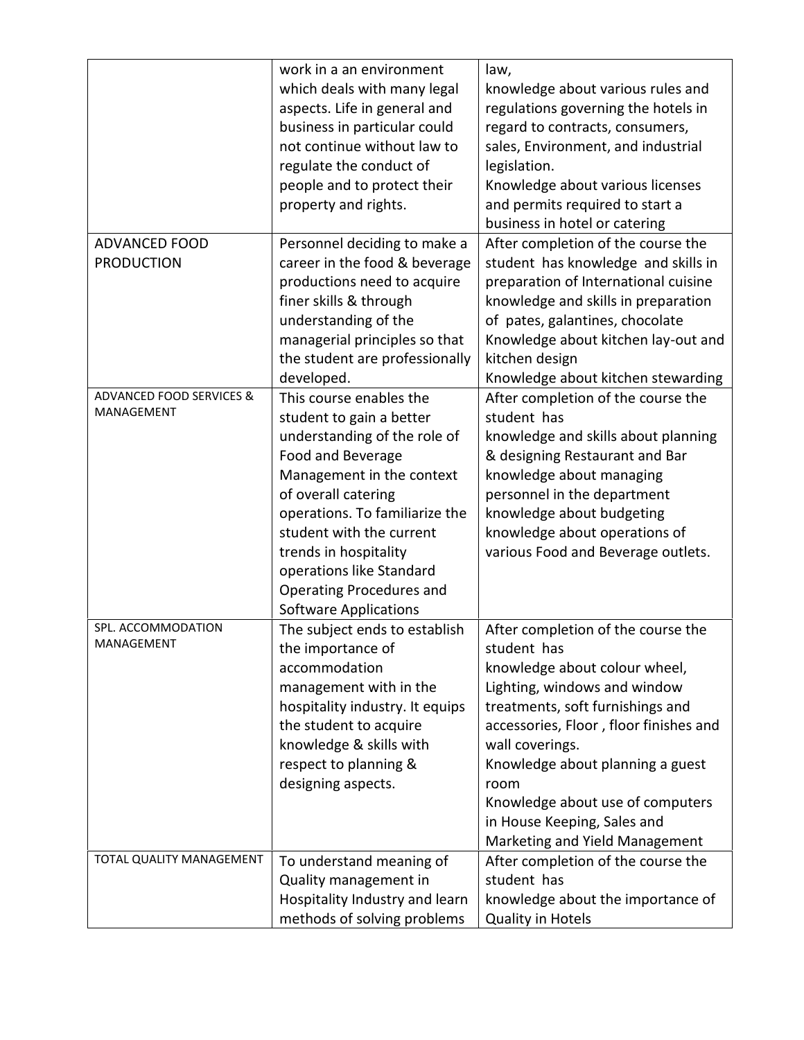| | | |
|---|---|---|
| | work in a an environment which deals with many legal aspects. Life in general and business in particular could not continue without law to regulate the conduct of people and to protect their property and rights. | law,<br>knowledge about various rules and regulations governing the hotels in regard to contracts, consumers, sales, Environment, and industrial legislation.<br>Knowledge about various licenses and permits required to start a business in hotel or catering |
| ADVANCED FOOD PRODUCTION | Personnel deciding to make a career in the food & beverage productions need to acquire finer skills & through understanding of the managerial principles so that the student are professionally developed. | After completion of the course the student has knowledge and skills in preparation of International cuisine knowledge and skills in preparation of pates, galantines, chocolate Knowledge about kitchen lay-out and kitchen design<br>Knowledge about kitchen stewarding |
| ADVANCED FOOD SERVICES & MANAGEMENT | This course enables the student to gain a better understanding of the role of Food and Beverage Management in the context of overall catering operations. To familiarize the student with the current trends in hospitality operations like Standard Operating Procedures and Software Applications | After completion of the course the student has<br>knowledge and skills about planning & designing Restaurant and Bar<br>knowledge about managing personnel in the department<br>knowledge about budgeting<br>knowledge about operations of various Food and Beverage outlets. |
| SPL. ACCOMMODATION MANAGEMENT | The subject ends to establish the importance of accommodation management with in the hospitality industry. It equips the student to acquire knowledge & skills with respect to planning & designing aspects. | After completion of the course the student has<br>knowledge about colour wheel, Lighting, windows and window treatments, soft furnishings and accessories, Floor , floor finishes and wall coverings.<br>Knowledge about planning a guest room<br>Knowledge about use of computers in House Keeping, Sales and Marketing and Yield Management |
| TOTAL QUALITY MANAGEMENT | To understand meaning of Quality management in Hospitality Industry and learn methods of solving problems | After completion of the course the student has<br>knowledge about the importance of Quality in Hotels |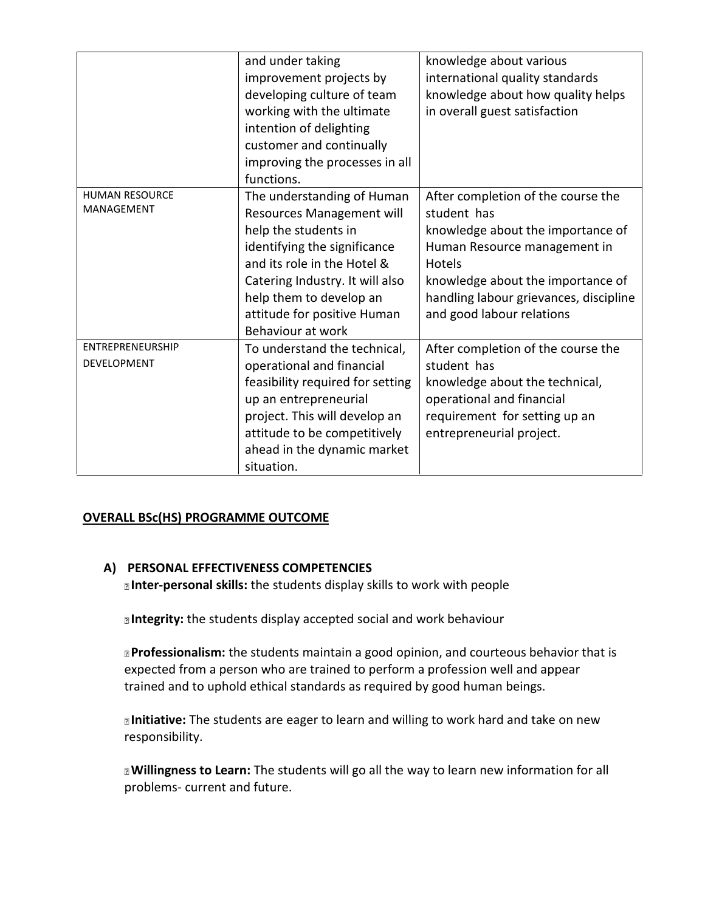| | | |
|---|---|---|
| | and under taking improvement projects by developing culture of team working with the ultimate intention of delighting customer and continually improving the processes in all functions. | knowledge about various international quality standards knowledge about how quality helps in overall guest satisfaction |
| HUMAN RESOURCE MANAGEMENT | The understanding of Human Resources Management will help the students in identifying the significance and its role in the Hotel & Catering Industry. It will also help them to develop an attitude for positive Human Behaviour at work | After completion of the course the student has knowledge about the importance of Human Resource management in Hotels knowledge about the importance of handling labour grievances, discipline and good labour relations |
| ENTREPRENEURSHIP DEVELOPMENT | To understand the technical, operational and financial feasibility required for setting up an entrepreneurial project. This will develop an attitude to be competitively ahead in the dynamic market situation. | After completion of the course the student has knowledge about the technical, operational and financial requirement for setting up an entrepreneurial project. |

## OVERALL BSc(HS) PROGRAMME OUTCOME

### A) PERSONAL EFFECTIVENESS COMPETENCIES

- **Inter-personal skills:** the students display skills to work with people

- **Integrity:** the students display accepted social and work behaviour

- **Professionalism:** the students maintain a good opinion, and courteous behavior that is expected from a person who are trained to perform a profession well and appear trained and to uphold ethical standards as required by good human beings.

- **Initiative:** The students are eager to learn and willing to work hard and take on new responsibility.

- **Willingness to Learn:** The students will go all the way to learn new information for all problems- current and future.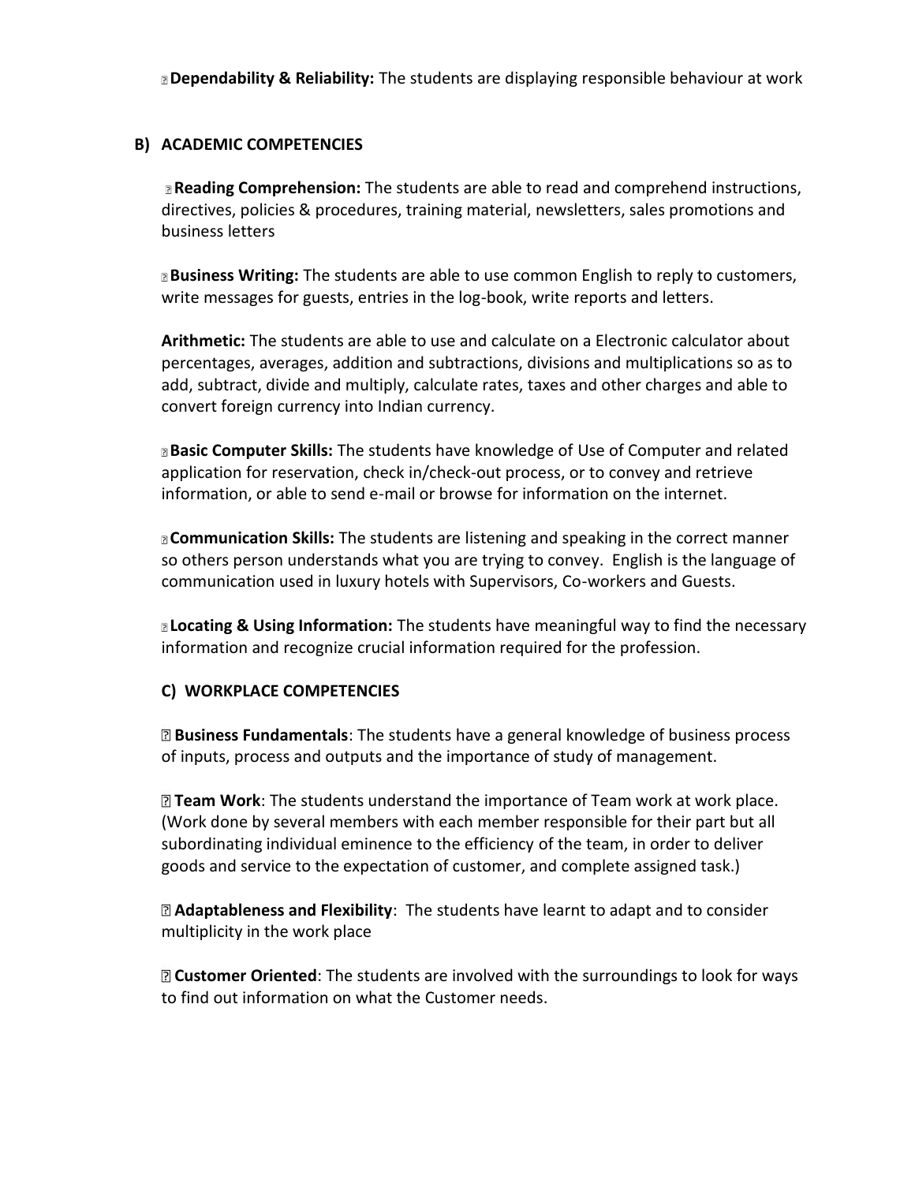- **Dependability & Reliability:** The students are displaying responsible behaviour at work

## B) ACADEMIC COMPETENCIES

- **Reading Comprehension:** The students are able to read and comprehend instructions, directives, policies & procedures, training material, newsletters, sales promotions and business letters

- **Business Writing:** The students are able to use common English to reply to customers, write messages for guests, entries in the log-book, write reports and letters.

**Arithmetic:** The students are able to use and calculate on a Electronic calculator about percentages, averages, addition and subtractions, divisions and multiplications so as to add, subtract, divide and multiply, calculate rates, taxes and other charges and able to convert foreign currency into Indian currency.

- **Basic Computer Skills:** The students have knowledge of Use of Computer and related application for reservation, check in/check-out process, or to convey and retrieve information, or able to send e-mail or browse for information on the internet.

- **Communication Skills:** The students are listening and speaking in the correct manner so others person understands what you are trying to convey. English is the language of communication used in luxury hotels with Supervisors, Co-workers and Guests.

- **Locating & Using Information:** The students have meaningful way to find the necessary information and recognize crucial information required for the profession.

## C) WORKPLACE COMPETENCIES

- **Business Fundamentals**: The students have a general knowledge of business process of inputs, process and outputs and the importance of study of management.

- **Team Work**: The students understand the importance of Team work at work place. (Work done by several members with each member responsible for their part but all subordinating individual eminence to the efficiency of the team, in order to deliver goods and service to the expectation of customer, and complete assigned task.)

- **Adaptableness and Flexibility**: The students have learnt to adapt and to consider multiplicity in the work place

- **Customer Oriented**: The students are involved with the surroundings to look for ways to find out information on what the Customer needs.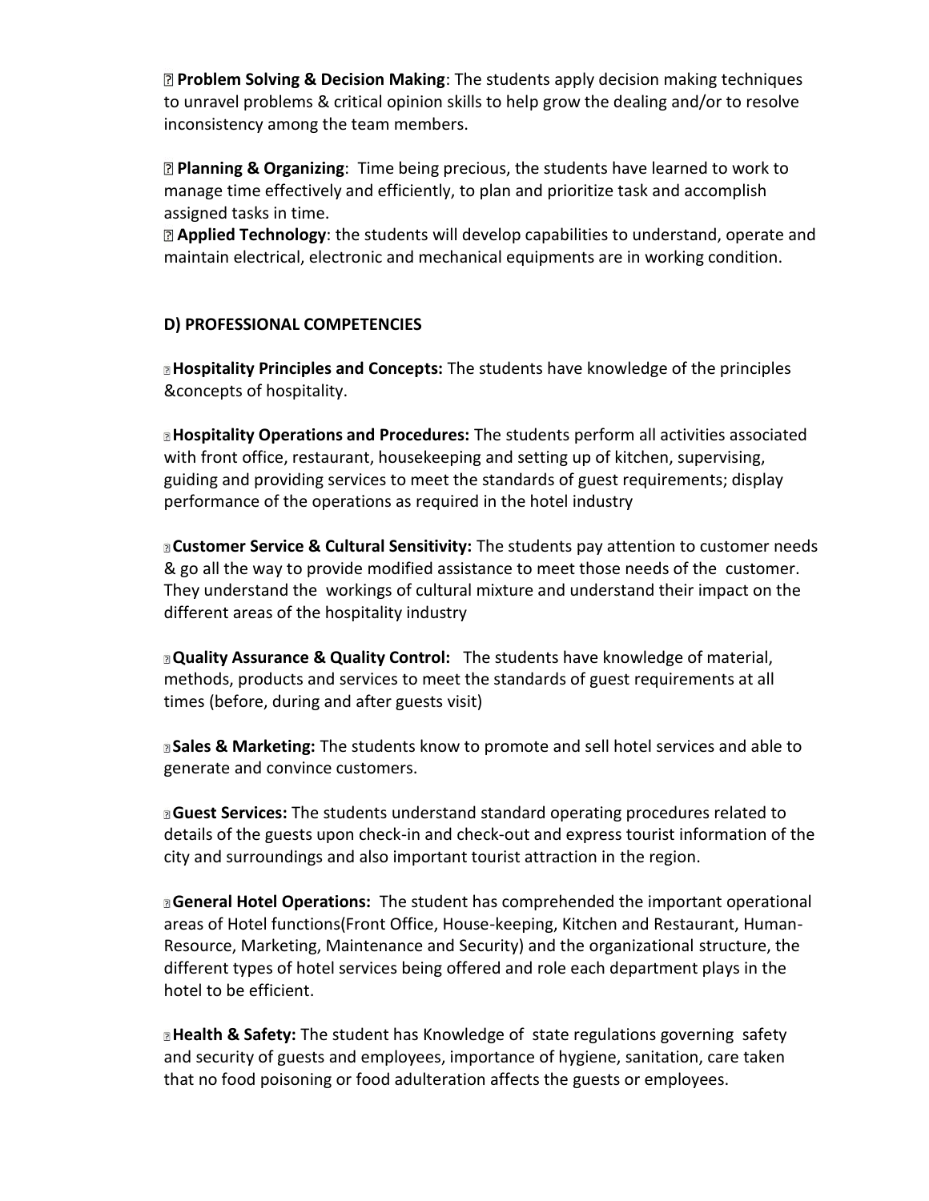- **Problem Solving & Decision Making**: The students apply decision making techniques to unravel problems & critical opinion skills to help grow the dealing and/or to resolve inconsistency among the team members.

- **Planning & Organizing**: Time being precious, the students have learned to work to manage time effectively and efficiently, to plan and prioritize task and accomplish assigned tasks in time.
- **Applied Technology**: the students will develop capabilities to understand, operate and maintain electrical, electronic and mechanical equipments are in working condition.

**D) PROFESSIONAL COMPETENCIES**

- **Hospitality Principles and Concepts:** The students have knowledge of the principles &concepts of hospitality.

- **Hospitality Operations and Procedures:** The students perform all activities associated with front office, restaurant, housekeeping and setting up of kitchen, supervising, guiding and providing services to meet the standards of guest requirements; display performance of the operations as required in the hotel industry

- **Customer Service & Cultural Sensitivity:** The students pay attention to customer needs & go all the way to provide modified assistance to meet those needs of the customer. They understand the workings of cultural mixture and understand their impact on the different areas of the hospitality industry

- **Quality Assurance & Quality Control:** The students have knowledge of material, methods, products and services to meet the standards of guest requirements at all times (before, during and after guests visit)

- **Sales & Marketing:** The students know to promote and sell hotel services and able to generate and convince customers.

- **Guest Services:** The students understand standard operating procedures related to details of the guests upon check-in and check-out and express tourist information of the city and surroundings and also important tourist attraction in the region.

- **General Hotel Operations:** The student has comprehended the important operational areas of Hotel functions(Front Office, House-keeping, Kitchen and Restaurant, Human-Resource, Marketing, Maintenance and Security) and the organizational structure, the different types of hotel services being offered and role each department plays in the hotel to be efficient.

- **Health & Safety:** The student has Knowledge of state regulations governing safety and security of guests and employees, importance of hygiene, sanitation, care taken that no food poisoning or food adulteration affects the guests or employees.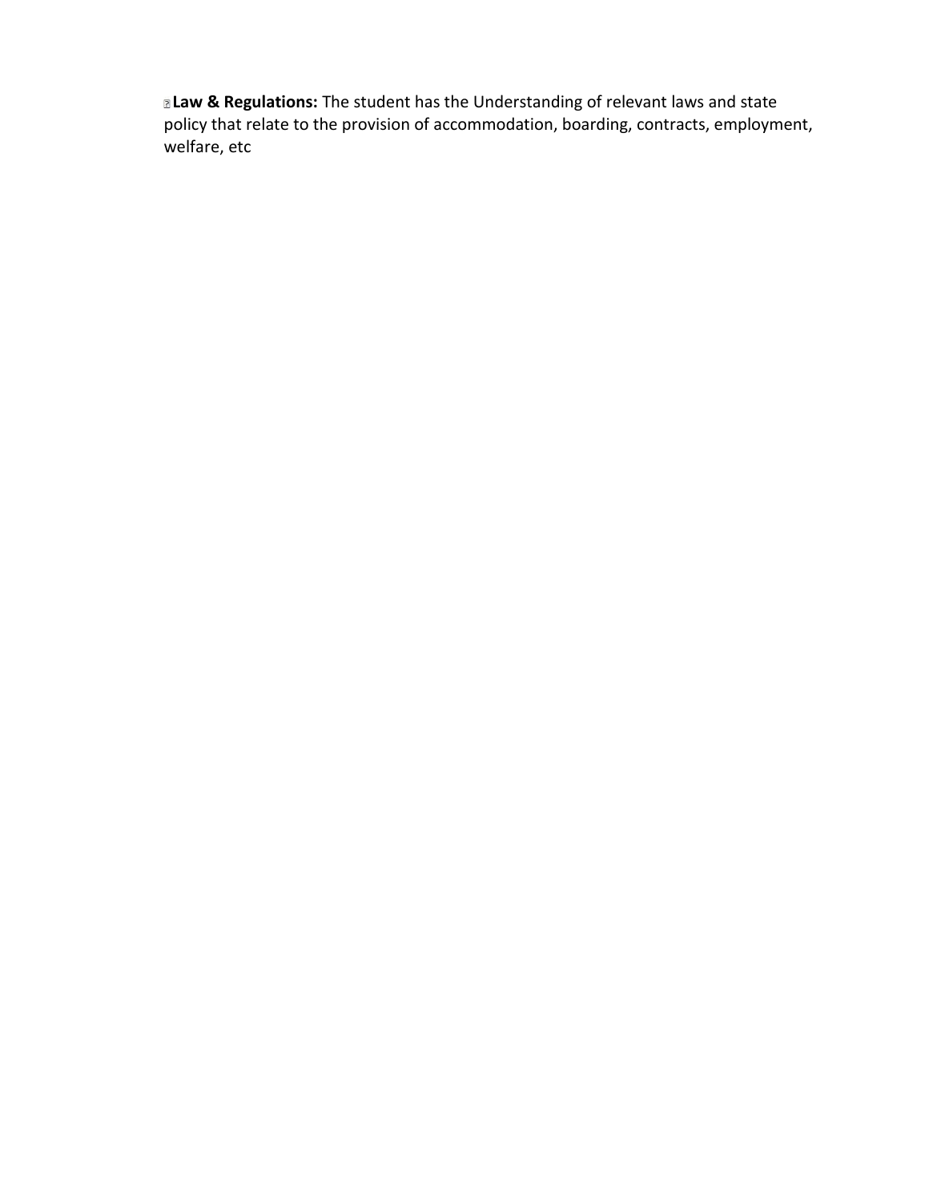- **Law & Regulations:** The student has the Understanding of relevant laws and state policy that relate to the provision of accommodation, boarding, contracts, employment, welfare, etc